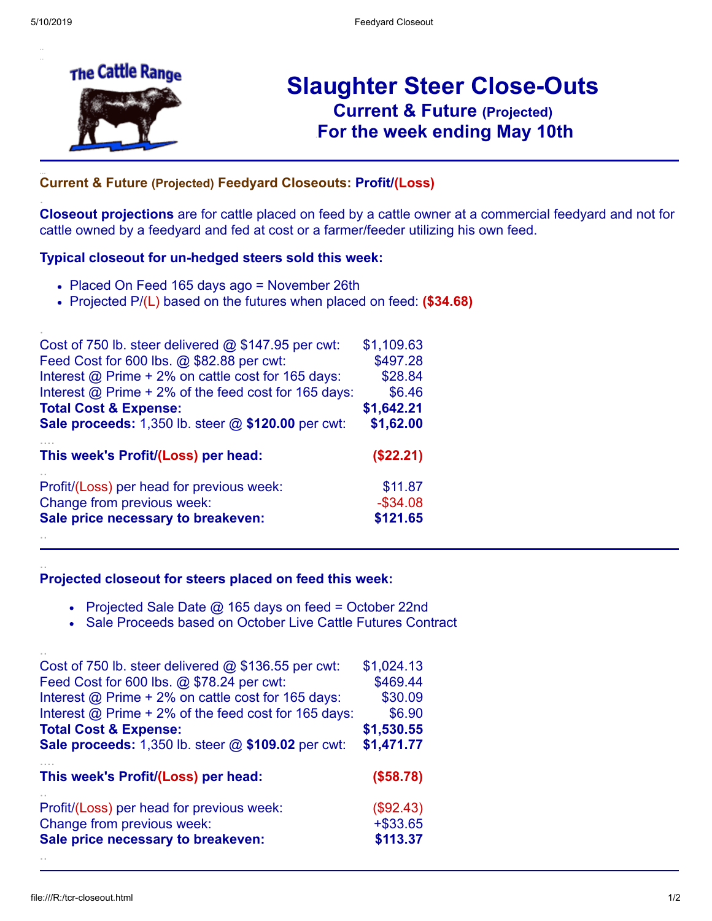The Cattle Range

# Slaughter Steer Close-Outs

## Current & Future (Projected)

## For the week ending May 10th

### Current & Future (Projected) Feedyard Closeouts: Profit/(Loss)

**Closeout projections** are for cattle placed on feed by a cattle owner at a commercial feedyard and not for cattle owned by a feedyard and fed at cost or a farmer/feeder utilizing his own feed.

**Typical closeout for un-hedged steers sold this week:**

- Placed On Feed 165 days ago = November 26th
- Projected P/(L) based on the futures when placed on feed: **($34.68)**

| | |
|---|---|
| Cost of 750 lb. steer delivered @ $147.95 per cwt: | $1,109.63 |
| Feed Cost for 600 lbs. @ $82.88 per cwt: | $497.28 |
| Interest @ Prime + 2% on cattle cost for 165 days: | $28.84 |
| Interest @ Prime + 2% of the feed cost for 165 days: | $6.46 |
| **Total Cost & Expense:** | **$1,642.21** |
| **Sale proceeds:** 1,350 lb. steer @ **$120.00** per cwt: | **$1,62.00** |
| **This week's Profit/(Loss) per head:** | **($22.21)** |
| Profit/(Loss) per head for previous week: | $11.87 |
| Change from previous week: | -$34.08 |
| **Sale price necessary to breakeven:** | **$121.65** |

**Projected closeout for steers placed on feed this week:**

- Projected Sale Date @ 165 days on feed = October 22nd
- Sale Proceeds based on October Live Cattle Futures Contract

| | |
|---|---|
| Cost of 750 lb. steer delivered @ $136.55 per cwt: | $1,024.13 |
| Feed Cost for 600 lbs. @ $78.24 per cwt: | $469.44 |
| Interest @ Prime + 2% on cattle cost for 165 days: | $30.09 |
| Interest @ Prime + 2% of the feed cost for 165 days: | $6.90 |
| **Total Cost & Expense:** | **$1,530.55** |
| **Sale proceeds:** 1,350 lb. steer @ **$109.02** per cwt: | **$1,471.77** |
| **This week's Profit/(Loss) per head:** | **($58.78)** |
| Profit/(Loss) per head for previous week: | ($92.43) |
| Change from previous week: | +$33.65 |
| **Sale price necessary to breakeven:** | **$113.37** |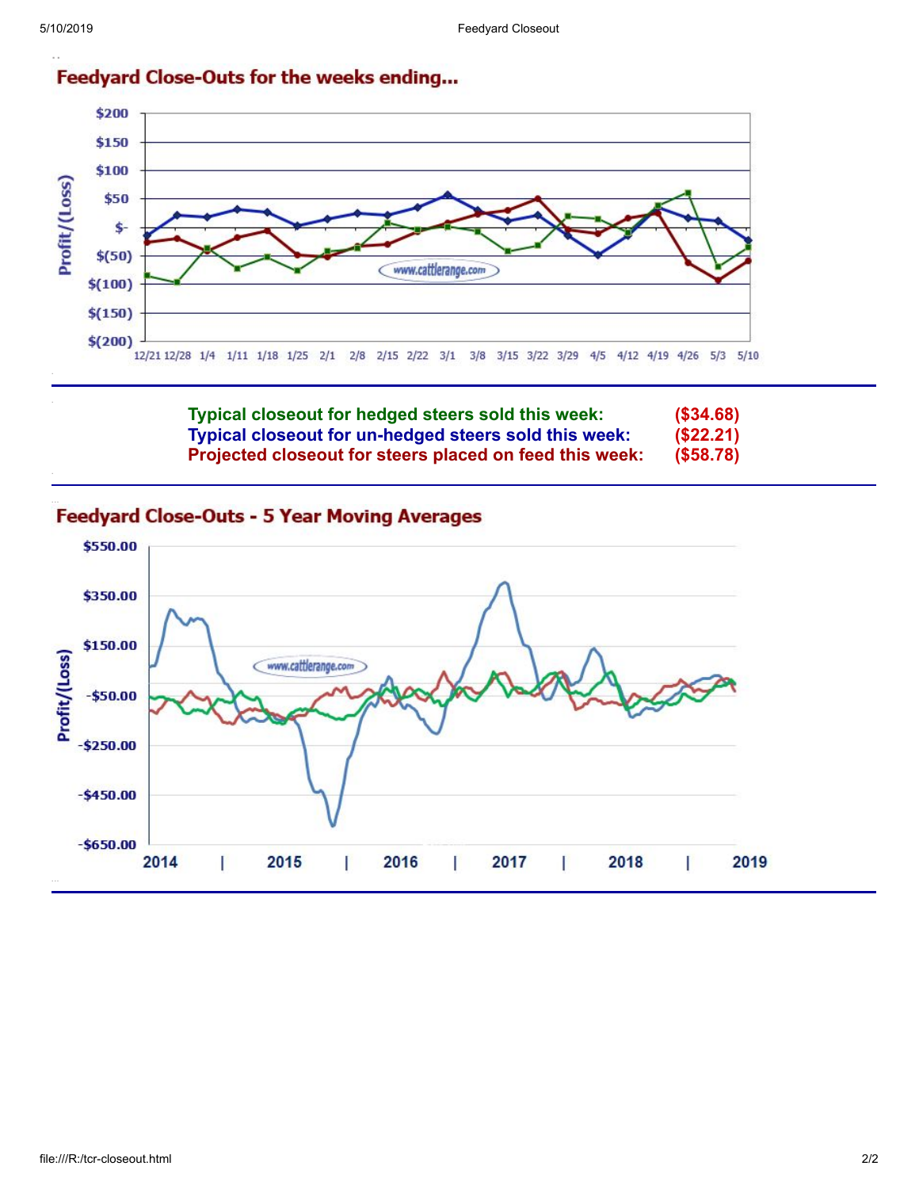## Feedyard Close-Outs for the weeks ending...

Profit/(Loss)

$200
$150
$100
$50
$-
$(50)
$(100)
$(150)
$(200)

12/21 12/28 1/4 1/11 1/18 1/25 2/1 2/8 2/15 2/22 3/1 3/8 3/15 3/22 3/29 4/5 4/12 4/19 4/26 5/3 5/10

www.cattlerange.com

---

**Typical closeout for hedged steers sold this week:** ($34.68)
**Typical closeout for un-hedged steers sold this week:** ($22.21)
**Projected closeout for steers placed on feed this week:** ($58.78)

---

## Feedyard Close-Outs - 5 Year Moving Averages

Profit/(Loss)

$550.00
$350.00
$150.00
-$50.00
-$250.00
-$450.00
-$650.00

2014 | 2015 | 2016 | 2017 | 2018 | 2019

www.cattlerange.com